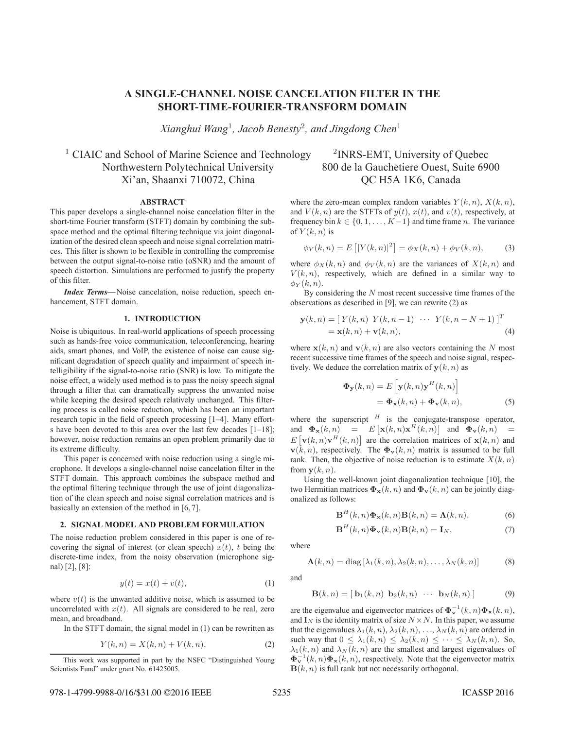# A SINGLE-CHANNEL NOISE CANCELATION FILTER IN THE SHORT-TIME-FOURIER-TRANSFORM DOMAIN

*Xianghui Wang*[1], *Jacob Benesty*[2], *and Jingdong Chen*[1]

[1] CIAIC and School of Marine Science and Technology
Northwestern Polytechnical University
Xi'an, Shaanxi 710072, China

[2] INRS-EMT, University of Quebec
800 de la Gauchetiere Ouest, Suite 6900
QC H5A 1K6, Canada

## ABSTRACT

This paper develops a single-channel noise cancelation filter in the short-time Fourier transform (STFT) domain by combining the subspace method and the optimal filtering technique via joint diagonalization of the desired clean speech and noise signal correlation matrices. This filter is shown to be flexible in controlling the compromise between the output signal-to-noise ratio (oSNR) and the amount of speech distortion. Simulations are performed to justify the property of this filter.

***Index Terms*—** Noise cancelation, noise reduction, speech enhancement, STFT domain.

## 1. INTRODUCTION

Noise is ubiquitous. In real-world applications of speech processing such as hands-free voice communication, teleconferencing, hearing aids, smart phones, and VoIP, the existence of noise can cause significant degradation of speech quality and impairment of speech intelligibility if the signal-to-noise ratio (SNR) is low. To mitigate the noise effect, a widely used method is to pass the noisy speech signal through a filter that can dramatically suppress the unwanted noise while keeping the desired speech relatively unchanged. This filtering process is called noise reduction, which has been an important research topic in the field of speech processing [1–4]. Many efforts have been devoted to this area over the last few decades [1–18]; however, noise reduction remains an open problem primarily due to its extreme difficulty.

This paper is concerned with noise reduction using a single microphone. It develops a single-channel noise cancelation filter in the STFT domain. This approach combines the subspace method and the optimal filtering technique through the use of joint diagonalization of the clean speech and noise signal correlation matrices and is basically an extension of the method in [6, 7].

## 2. SIGNAL MODEL AND PROBLEM FORMULATION

The noise reduction problem considered in this paper is one of recovering the signal of interest (or clean speech) $x(t)$, $t$ being the discrete-time index, from the noisy observation (microphone signal) [2], [8]:

$$y(t) = x(t) + v(t), \tag{1}$$

where $v(t)$ is the unwanted additive noise, which is assumed to be uncorrelated with $x(t)$. All signals are considered to be real, zero mean, and broadband.

In the STFT domain, the signal model in (1) can be rewritten as

$$Y(k, n) = X(k, n) + V(k, n), \tag{2}$$

where the zero-mean complex random variables $Y(k, n)$, $X(k, n)$, and $V(k, n)$ are the STFTs of $y(t)$, $x(t)$, and $v(t)$, respectively, at frequency bin $k \in \{0, 1, \ldots, K-1\}$ and time frame $n$. The variance of $Y(k, n)$ is

$$\phi_Y(k, n) = E\left[|Y(k, n)|^2\right] = \phi_X(k, n) + \phi_V(k, n), \tag{3}$$

where $\phi_X(k, n)$ and $\phi_V(k, n)$ are the variances of $X(k, n)$ and $V(k, n)$, respectively, which are defined in a similar way to $\phi_Y(k, n)$.

By considering the $N$ most recent successive time frames of the observations as described in [9], we can rewrite (2) as

$$\begin{aligned}\mathbf{y}(k, n) &= [\, Y(k, n) \;\; Y(k, n-1) \;\; \cdots \;\; Y(k, n-N+1) \,]^T \\ &= \mathbf{x}(k, n) + \mathbf{v}(k, n),\end{aligned} \tag{4}$$

where $\mathbf{x}(k, n)$ and $\mathbf{v}(k, n)$ are also vectors containing the $N$ most recent successive time frames of the speech and noise signal, respectively. We deduce the correlation matrix of $\mathbf{y}(k, n)$ as

$$\begin{aligned}\mathbf{\Phi}_{\mathbf{y}}(k, n) &= E\left[\mathbf{y}(k, n)\mathbf{y}^H(k, n)\right] \\ &= \mathbf{\Phi}_{\mathbf{x}}(k, n) + \mathbf{\Phi}_{\mathbf{v}}(k, n),\end{aligned} \tag{5}$$

where the superscript $^H$ is the conjugate-transpose operator, and $\mathbf{\Phi}_{\mathbf{x}}(k, n) = E\left[\mathbf{x}(k, n)\mathbf{x}^H(k, n)\right]$ and $\mathbf{\Phi}_{\mathbf{v}}(k, n) = E\left[\mathbf{v}(k, n)\mathbf{v}^H(k, n)\right]$ are the correlation matrices of $\mathbf{x}(k, n)$ and $\mathbf{v}(k, n)$, respectively. The $\mathbf{\Phi}_{\mathbf{v}}(k, n)$ matrix is assumed to be full rank. Then, the objective of noise reduction is to estimate $X(k, n)$ from $\mathbf{y}(k, n)$.

Using the well-known joint diagonalization technique [10], the two Hermitian matrices $\mathbf{\Phi}_{\mathbf{x}}(k, n)$ and $\mathbf{\Phi}_{\mathbf{v}}(k, n)$ can be jointly diagonalized as follows:

$$\mathbf{B}^H(k, n)\mathbf{\Phi}_{\mathbf{x}}(k, n)\mathbf{B}(k, n) = \mathbf{\Lambda}(k, n), \tag{6}$$

$$\mathbf{B}^H(k, n)\mathbf{\Phi}_{\mathbf{v}}(k, n)\mathbf{B}(k, n) = \mathbf{I}_N, \tag{7}$$

where

$$\mathbf{\Lambda}(k, n) = \mathrm{diag}\left[\lambda_1(k, n), \lambda_2(k, n), \ldots, \lambda_N(k, n)\right] \tag{8}$$

and

$$\mathbf{B}(k, n) = [\, \mathbf{b}_1(k, n) \;\; \mathbf{b}_2(k, n) \;\; \cdots \;\; \mathbf{b}_N(k, n) \,] \tag{9}$$

are the eigenvalue and eigenvector matrices of $\mathbf{\Phi}_{\mathbf{v}}^{-1}(k, n)\mathbf{\Phi}_{\mathbf{x}}(k, n)$, and $\mathbf{I}_N$ is the identity matrix of size $N \times N$. In this paper, we assume that the eigenvalues $\lambda_1(k, n), \lambda_2(k, n), \ldots, \lambda_N(k, n)$ are ordered in such way that $0 \leq \lambda_1(k, n) \leq \lambda_2(k, n) \leq \cdots \leq \lambda_N(k, n)$. So, $\lambda_1(k, n)$ and $\lambda_N(k, n)$ are the smallest and largest eigenvalues of $\mathbf{\Phi}_{\mathbf{v}}^{-1}(k, n)\mathbf{\Phi}_{\mathbf{x}}(k, n)$, respectively. Note that the eigenvector matrix $\mathbf{B}(k, n)$ is full rank but not necessarily orthogonal.

This work was supported in part by the NSFC "Distinguished Young Scientists Fund" under grant No. 61425005.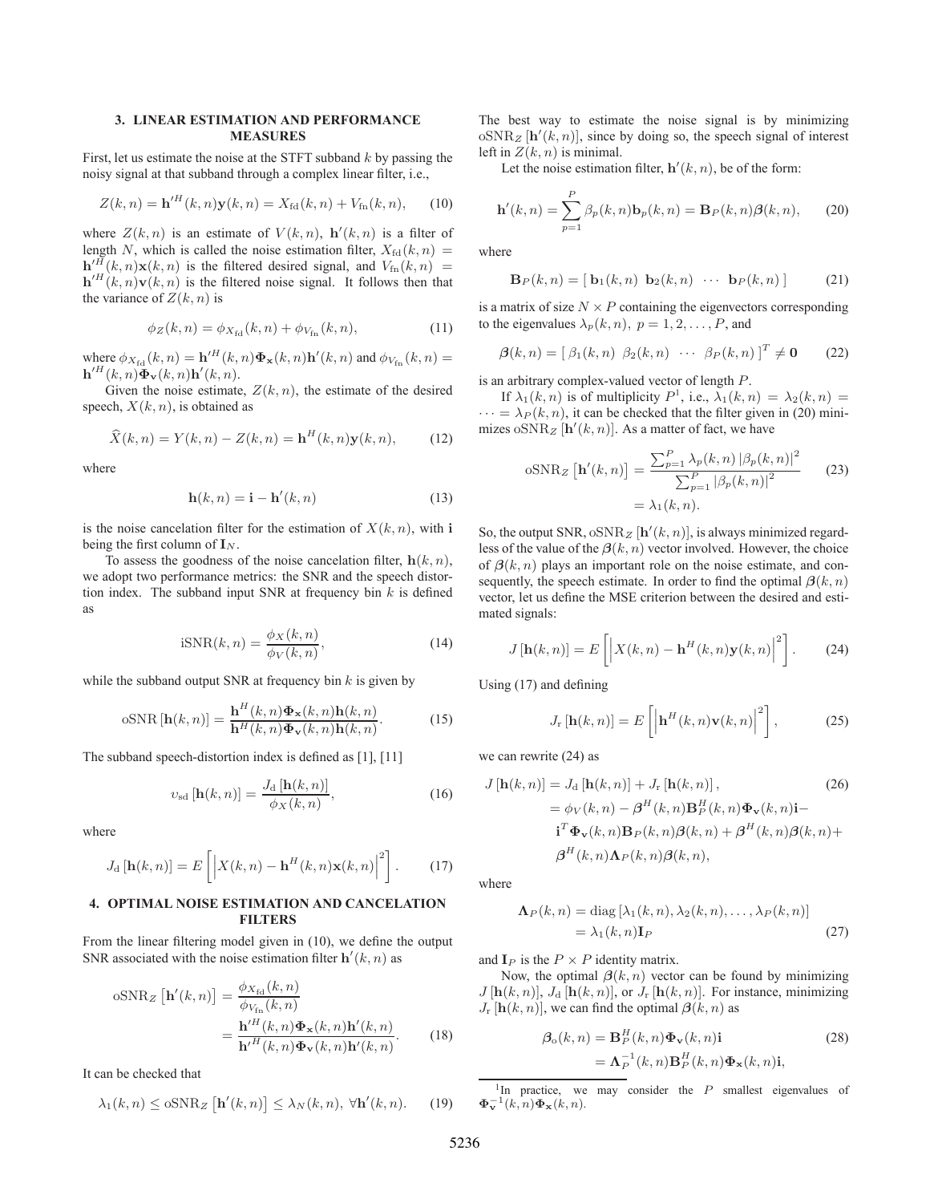## 3. LINEAR ESTIMATION AND PERFORMANCE MEASURES

First, let us estimate the noise at the STFT subband $k$ by passing the noisy signal at that subband through a complex linear filter, i.e.,

$$Z(k,n) = \mathbf{h}'^H(k,n)\mathbf{y}(k,n) = X_{\text{fd}}(k,n) + V_{\text{fn}}(k,n), \quad (10)$$

where $Z(k,n)$ is an estimate of $V(k,n)$, $\mathbf{h}'(k,n)$ is a filter of length $N$, which is called the noise estimation filter, $X_{\text{fd}}(k,n) = \mathbf{h}'^H(k,n)\mathbf{x}(k,n)$ is the filtered desired signal, and $V_{\text{fn}}(k,n) = \mathbf{h}'^H(k,n)\mathbf{v}(k,n)$ is the filtered noise signal. It follows then that the variance of $Z(k,n)$ is

$$\phi_Z(k,n) = \phi_{X_{\text{fd}}}(k,n) + \phi_{V_{\text{fn}}}(k,n), \quad (11)$$

where $\phi_{X_{\text{fd}}}(k,n) = \mathbf{h}'^H(k,n)\mathbf{\Phi}_{\mathbf{x}}(k,n)\mathbf{h}'(k,n)$ and $\phi_{V_{\text{fn}}}(k,n) = \mathbf{h}'^H(k,n)\mathbf{\Phi}_{\mathbf{v}}(k,n)\mathbf{h}'(k,n)$.

Given the noise estimate, $Z(k,n)$, the estimate of the desired speech, $X(k,n)$, is obtained as

$$\widehat{X}(k,n) = Y(k,n) - Z(k,n) = \mathbf{h}^H(k,n)\mathbf{y}(k,n), \quad (12)$$

where

$$\mathbf{h}(k,n) = \mathbf{i} - \mathbf{h}'(k,n) \quad (13)$$

is the noise cancelation filter for the estimation of $X(k,n)$, with $\mathbf{i}$ being the first column of $\mathbf{I}_N$.

To assess the goodness of the noise cancelation filter, $\mathbf{h}(k,n)$, we adopt two performance metrics: the SNR and the speech distortion index. The subband input SNR at frequency bin $k$ is defined as

$$\text{iSNR}(k,n) = \frac{\phi_X(k,n)}{\phi_V(k,n)}, \quad (14)$$

while the subband output SNR at frequency bin $k$ is given by

$$\text{oSNR}[\mathbf{h}(k,n)] = \frac{\mathbf{h}^H(k,n)\mathbf{\Phi}_{\mathbf{x}}(k,n)\mathbf{h}(k,n)}{\mathbf{h}^H(k,n)\mathbf{\Phi}_{\mathbf{v}}(k,n)\mathbf{h}(k,n)}. \quad (15)$$

The subband speech-distortion index is defined as [1], [11]

$$\upsilon_{\text{sd}}[\mathbf{h}(k,n)] = \frac{J_{\text{d}}[\mathbf{h}(k,n)]}{\phi_X(k,n)}, \quad (16)$$

where

$$J_{\text{d}}[\mathbf{h}(k,n)] = E\left[\left|X(k,n) - \mathbf{h}^H(k,n)\mathbf{x}(k,n)\right|^2\right]. \quad (17)$$

## 4. OPTIMAL NOISE ESTIMATION AND CANCELATION FILTERS

From the linear filtering model given in (10), we define the output SNR associated with the noise estimation filter $\mathbf{h}'(k,n)$ as

$$\begin{aligned}\text{oSNR}_Z\left[\mathbf{h}'(k,n)\right] &= \frac{\phi_{X_{\text{fd}}}(k,n)}{\phi_{V_{\text{fn}}}(k,n)} \\ &= \frac{\mathbf{h}'^H(k,n)\mathbf{\Phi}_{\mathbf{x}}(k,n)\mathbf{h}'(k,n)}{\mathbf{h}'^H(k,n)\mathbf{\Phi}_{\mathbf{v}}(k,n)\mathbf{h}'(k,n)}.\end{aligned} \quad (18)$$

It can be checked that

$$\lambda_1(k,n) \leq \text{oSNR}_Z\left[\mathbf{h}'(k,n)\right] \leq \lambda_N(k,n), \ \forall \mathbf{h}'(k,n). \quad (19)$$

The best way to estimate the noise signal is by minimizing $\text{oSNR}_Z[\mathbf{h}'(k,n)]$, since by doing so, the speech signal of interest left in $Z(k,n)$ is minimal.

Let the noise estimation filter, $\mathbf{h}'(k,n)$, be of the form:

$$\mathbf{h}'(k,n) = \sum_{p=1}^{P} \beta_p(k,n)\mathbf{b}_p(k,n) = \mathbf{B}_P(k,n)\boldsymbol{\beta}(k,n), \quad (20)$$

where

$$\mathbf{B}_P(k,n) = [\ \mathbf{b}_1(k,n) \ \ \mathbf{b}_2(k,n) \ \ \cdots \ \ \mathbf{b}_P(k,n)\ ] \quad (21)$$

is a matrix of size $N \times P$ containing the eigenvectors corresponding to the eigenvalues $\lambda_p(k,n),\ p = 1, 2, \ldots, P$, and

$$\boldsymbol{\beta}(k,n) = [\ \beta_1(k,n) \ \ \beta_2(k,n) \ \ \cdots \ \ \beta_P(k,n)\ ]^T \neq \mathbf{0} \quad (22)$$

is an arbitrary complex-valued vector of length $P$.

If $\lambda_1(k,n)$ is of multiplicity $P$[1], i.e., $\lambda_1(k,n) = \lambda_2(k,n) = \cdots = \lambda_P(k,n)$, it can be checked that the filter given in (20) minimizes $\text{oSNR}_Z[\mathbf{h}'(k,n)]$. As a matter of fact, we have

$$\begin{aligned}\text{oSNR}_Z\left[\mathbf{h}'(k,n)\right] &= \frac{\sum_{p=1}^{P} \lambda_p(k,n)\left|\beta_p(k,n)\right|^2}{\sum_{p=1}^{P}\left|\beta_p(k,n)\right|^2} \\ &= \lambda_1(k,n).\end{aligned} \quad (23)$$

So, the output SNR, $\text{oSNR}_Z[\mathbf{h}'(k,n)]$, is always minimized regardless of the value of the $\boldsymbol{\beta}(k,n)$ vector involved. However, the choice of $\boldsymbol{\beta}(k,n)$ plays an important role on the noise estimate, and consequently, the speech estimate. In order to find the optimal $\boldsymbol{\beta}(k,n)$ vector, let us define the MSE criterion between the desired and estimated signals:

$$J[\mathbf{h}(k,n)] = E\left[\left|X(k,n) - \mathbf{h}^H(k,n)\mathbf{y}(k,n)\right|^2\right]. \quad (24)$$

Using (17) and defining

$$J_{\text{r}}[\mathbf{h}(k,n)] = E\left[\left|\mathbf{h}^H(k,n)\mathbf{v}(k,n)\right|^2\right], \quad (25)$$

we can rewrite (24) as

$$\begin{aligned}J[\mathbf{h}(k,n)] &= J_{\text{d}}[\mathbf{h}(k,n)] + J_{\text{r}}[\mathbf{h}(k,n)], \quad (26)\\ &= \phi_V(k,n) - \boldsymbol{\beta}^H(k,n)\mathbf{B}_P^H(k,n)\mathbf{\Phi}_{\mathbf{v}}(k,n)\mathbf{i} - \\ &\quad \mathbf{i}^T\mathbf{\Phi}_{\mathbf{v}}(k,n)\mathbf{B}_P(k,n)\boldsymbol{\beta}(k,n) + \boldsymbol{\beta}^H(k,n)\boldsymbol{\beta}(k,n) + \\ &\quad \boldsymbol{\beta}^H(k,n)\mathbf{\Lambda}_P(k,n)\boldsymbol{\beta}(k,n),\end{aligned}$$

where

$$\begin{aligned}\mathbf{\Lambda}_P(k,n) &= \text{diag}\left[\lambda_1(k,n), \lambda_2(k,n), \ldots, \lambda_P(k,n)\right] \\ &= \lambda_1(k,n)\mathbf{I}_P\end{aligned} \quad (27)$$

and $\mathbf{I}_P$ is the $P \times P$ identity matrix.

Now, the optimal $\boldsymbol{\beta}(k,n)$ vector can be found by minimizing $J[\mathbf{h}(k,n)]$, $J_{\text{d}}[\mathbf{h}(k,n)]$, or $J_{\text{r}}[\mathbf{h}(k,n)]$. For instance, minimizing $J_{\text{r}}[\mathbf{h}(k,n)]$, we can find the optimal $\boldsymbol{\beta}(k,n)$ as

$$\begin{aligned}\boldsymbol{\beta}_{\text{o}}(k,n) &= \mathbf{B}_P^H(k,n)\mathbf{\Phi}_{\mathbf{v}}(k,n)\mathbf{i} \quad (28)\\ &= \mathbf{\Lambda}_P^{-1}(k,n)\mathbf{B}_P^H(k,n)\mathbf{\Phi}_{\mathbf{x}}(k,n)\mathbf{i},\end{aligned}$$

[1] In practice, we may consider the $P$ smallest eigenvalues of $\mathbf{\Phi}_{\mathbf{v}}^{-1}(k,n)\mathbf{\Phi}_{\mathbf{x}}(k,n)$.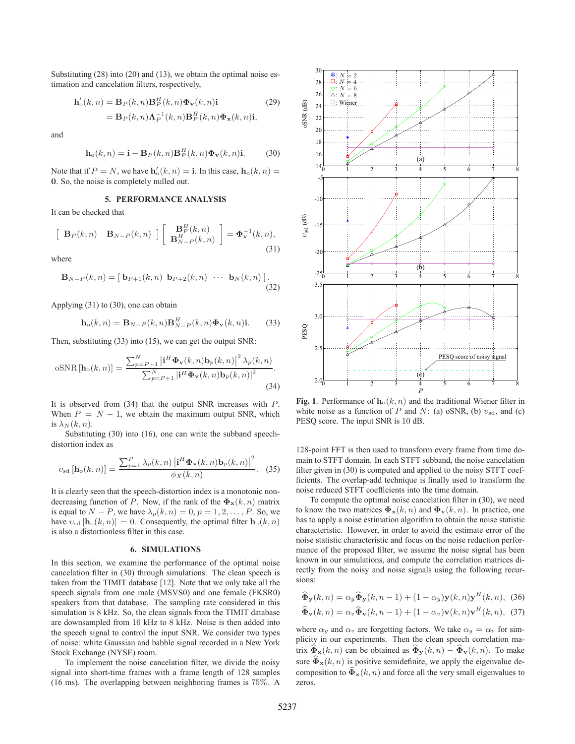Substituting (28) into (20) and (13), we obtain the optimal noise estimation and cancelation filters, respectively,

$$\mathbf{h}'_{\mathrm{o}}(k,n) = \mathbf{B}_P(k,n)\mathbf{B}_P^H(k,n)\mathbf{\Phi}_{\mathbf{v}}(k,n)\mathbf{i} \\ = \mathbf{B}_P(k,n)\mathbf{\Lambda}_P^{-1}(k,n)\mathbf{B}_P^H(k,n)\mathbf{\Phi}_{\mathbf{x}}(k,n)\mathbf{i}, \tag{29}$$

and

$$\mathbf{h}_{\mathrm{o}}(k,n) = \mathbf{i} - \mathbf{B}_P(k,n)\mathbf{B}_P^H(k,n)\mathbf{\Phi}_{\mathbf{v}}(k,n)\mathbf{i}. \tag{30}$$

Note that if $P = N$, we have $\mathbf{h}'_{\mathrm{o}}(k,n) = \mathbf{i}$. In this case, $\mathbf{h}_{\mathrm{o}}(k,n) = \mathbf{0}$. So, the noise is completely nulled out.

## 5. PERFORMANCE ANALYSIS

It can be checked that

$$\begin{bmatrix} \mathbf{B}_P(k,n) & \mathbf{B}_{N-P}(k,n) \end{bmatrix} \begin{bmatrix} \mathbf{B}_P^H(k,n) \\ \mathbf{B}_{N-P}^H(k,n) \end{bmatrix} = \mathbf{\Phi}_{\mathbf{v}}^{-1}(k,n), \tag{31}$$

where

$$\mathbf{B}_{N-P}(k,n) = \begin{bmatrix} \mathbf{b}_{P+1}(k,n) & \mathbf{b}_{P+2}(k,n) & \cdots & \mathbf{b}_N(k,n) \end{bmatrix}. \tag{32}$$

Applying (31) to (30), one can obtain

$$\mathbf{h}_{\mathrm{o}}(k,n) = \mathbf{B}_{N-P}(k,n)\mathbf{B}_{N-P}^H(k,n)\mathbf{\Phi}_{\mathbf{v}}(k,n)\mathbf{i}. \tag{33}$$

Then, substituting (33) into (15), we can get the output SNR:

$$\mathrm{oSNR}\left[\mathbf{h}_{\mathrm{o}}(k,n)\right] = \frac{\sum_{p=P+1}^{N} \left|\mathbf{i}^H\mathbf{\Phi}_{\mathbf{v}}(k,n)\mathbf{b}_p(k,n)\right|^2 \lambda_p(k,n)}{\sum_{p=P+1}^{N} \left|\mathbf{i}^H\mathbf{\Phi}_{\mathbf{v}}(k,n)\mathbf{b}_p(k,n)\right|^2}. \tag{34}$$

It is observed from (34) that the output SNR increases with $P$. When $P = N-1$, we obtain the maximum output SNR, which is $\lambda_N(k,n)$.

Substituting (30) into (16), one can write the subband speech-distortion index as

$$\upsilon_{\mathrm{sd}}\left[\mathbf{h}_{\mathrm{o}}(k,n)\right] = \frac{\sum_{p=1}^{P} \lambda_p(k,n)\left|\mathbf{i}^H\mathbf{\Phi}_{\mathbf{v}}(k,n)\mathbf{b}_p(k,n)\right|^2}{\phi_X(k,n)}. \tag{35}$$

It is clearly seen that the speech-distortion index is a monotonic non-decreasing function of $P$. Now, if the rank of the $\mathbf{\Phi}_{\mathbf{x}}(k,n)$ matrix is equal to $N-P$, we have $\lambda_p(k,n) = 0, p = 1, 2, \ldots, P$. So, we have $\upsilon_{\mathrm{sd}}\left[\mathbf{h}_{\mathrm{o}}(k,n)\right] = 0$. Consequently, the optimal filter $\mathbf{h}_{\mathrm{o}}(k,n)$ is also a distortionless filter in this case.

## 6. SIMULATIONS

In this section, we examine the performance of the optimal noise cancelation filter in (30) through simulations. The clean speech is taken from the TIMIT database [12]. Note that we only take all the speech signals from one male (MSVS0) and one female (FKSR0) speakers from that database. The sampling rate considered in this simulation is 8 kHz. So, the clean signals from the TIMIT database are downsampled from 16 kHz to 8 kHz. Noise is then added into the speech signal to control the input SNR. We consider two types of noise: white Gaussian and babble signal recorded in a New York Stock Exchange (NYSE) room.

To implement the noise cancelation filter, we divide the noisy signal into short-time frames with a frame length of 128 samples (16 ms). The overlapping between neighboring frames is 75%. A 128-point FFT is then used to transform every frame from time domain to STFT domain. In each STFT subband, the noise cancelation filter given in (30) is computed and applied to the noisy STFT coefficients. The overlap-add technique is finally used to transform the noise reduced STFT coefficients into the time domain.

**Fig. 1**. Performance of $\mathbf{h}_{\mathrm{o}}(k,n)$ and the traditional Wiener filter in white noise as a function of $P$ and $N$: (a) oSNR, (b) $\upsilon_{\mathrm{sd}}$, and (c) PESQ score. The input SNR is 10 dB.

To compute the optimal noise cancelation filter in (30), we need to know the two matrices $\mathbf{\Phi}_{\mathbf{x}}(k,n)$ and $\mathbf{\Phi}_{\mathbf{v}}(k,n)$. In practice, one has to apply a noise estimation algorithm to obtain the noise statistic characteristic. However, in order to avoid the estimate error of the noise statistic characteristic and focus on the noise reduction performance of the proposed filter, we assume the noise signal has been known in our simulations, and compute the correlation matrices directly from the noisy and noise signals using the following recursions:

$$\widehat{\mathbf{\Phi}}_{\mathbf{y}}(k,n) = \alpha_y\widehat{\mathbf{\Phi}}_{\mathbf{y}}(k,n-1) + (1-\alpha_y)\mathbf{y}(k,n)\mathbf{y}^H(k,n), \tag{36}$$

$$\widehat{\mathbf{\Phi}}_{\mathbf{v}}(k,n) = \alpha_v\widehat{\mathbf{\Phi}}_{\mathbf{v}}(k,n-1) + (1-\alpha_v)\mathbf{v}(k,n)\mathbf{v}^H(k,n), \tag{37}$$

where $\alpha_y$ and $\alpha_v$ are forgetting factors. We take $\alpha_y = \alpha_v$ for simplicity in our experiments. Then the clean speech correlation matrix $\widehat{\mathbf{\Phi}}_{\mathbf{x}}(k,n)$ can be obtained as $\widehat{\mathbf{\Phi}}_{\mathbf{y}}(k,n) - \widehat{\mathbf{\Phi}}_{\mathbf{v}}(k,n)$. To make sure $\widehat{\mathbf{\Phi}}_{\mathbf{x}}(k,n)$ is positive semidefinite, we apply the eigenvalue decomposition to $\widehat{\mathbf{\Phi}}_{\mathbf{x}}(k,n)$ and force all the very small eigenvalues to zeros.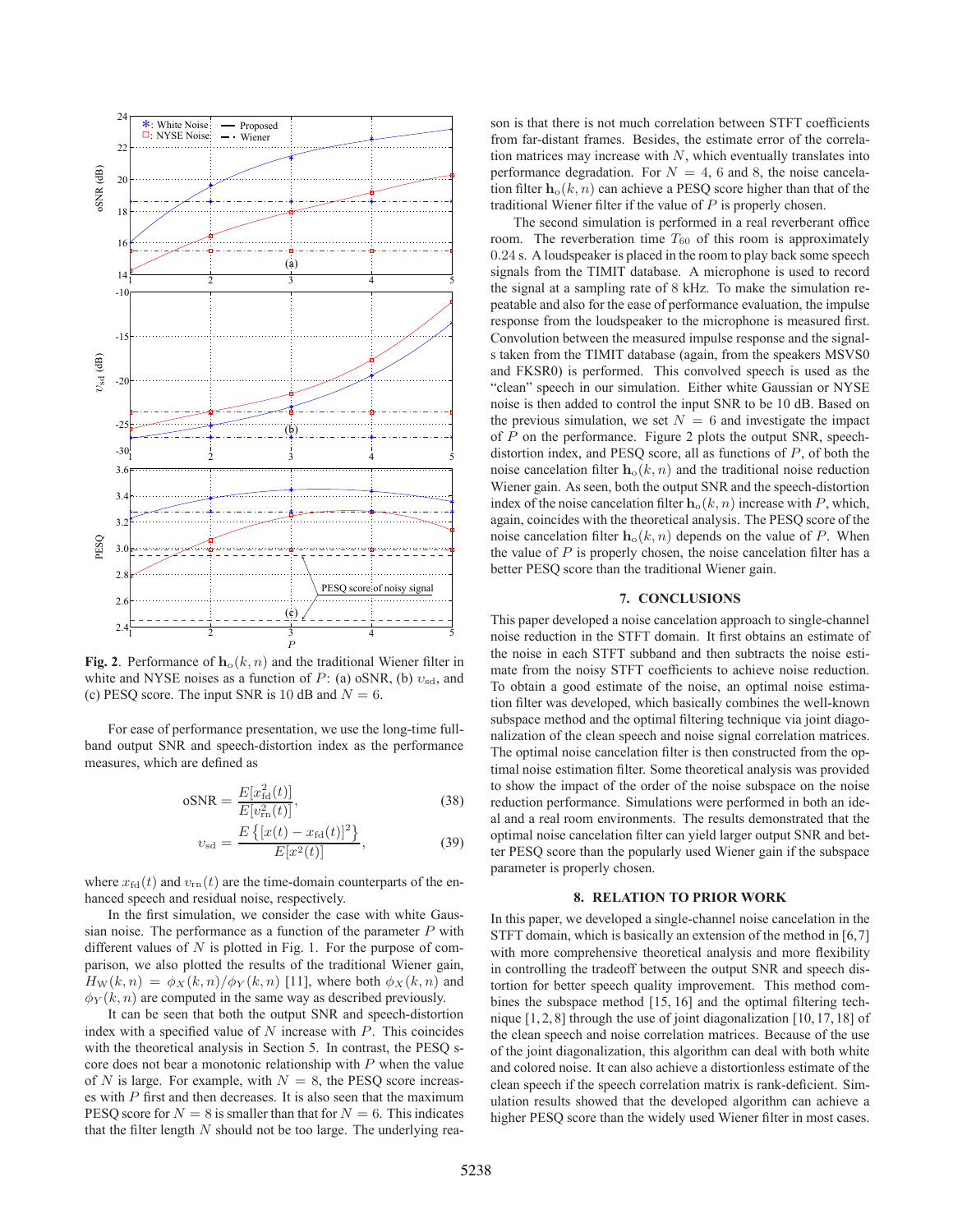**Fig. 2**. Performance of $\mathbf{h}_\mathrm{o}(k,n)$ and the traditional Wiener filter in white and NYSE noises as a function of $P$: (a) oSNR, (b) $\upsilon_\mathrm{sd}$, and (c) PESQ score. The input SNR is 10 dB and $N = 6$.

For ease of performance presentation, we use the long-time fullband output SNR and speech-distortion index as the performance measures, which are defined as

$$\mathrm{oSNR} = \frac{E[x_\mathrm{fd}^2(t)]}{E[v_\mathrm{rn}^2(t)]}, \tag{38}$$

$$\upsilon_\mathrm{sd} = \frac{E\left\{[x(t) - x_\mathrm{fd}(t)]^2\right\}}{E[x^2(t)]}, \tag{39}$$

where $x_\mathrm{fd}(t)$ and $v_\mathrm{rn}(t)$ are the time-domain counterparts of the enhanced speech and residual noise, respectively.

In the first simulation, we consider the case with white Gaussian noise. The performance as a function of the parameter $P$ with different values of $N$ is plotted in Fig. 1. For the purpose of comparison, we also plotted the results of the traditional Wiener gain, $H_\mathrm{W}(k,n) = \phi_X(k,n)/\phi_Y(k,n)$ [11], where both $\phi_X(k,n)$ and $\phi_Y(k,n)$ are computed in the same way as described previously.

It can be seen that both the output SNR and speech-distortion index with a specified value of $N$ increase with $P$. This coincides with the theoretical analysis in Section 5. In contrast, the PESQ score does not bear a monotonic relationship with $P$ when the value of $N$ is large. For example, with $N = 8$, the PESQ score increases with $P$ first and then decreases. It is also seen that the maximum PESQ score for $N = 8$ is smaller than that for $N = 6$. This indicates that the filter length $N$ should not be too large. The underlying reason is that there is not much correlation between STFT coefficients from far-distant frames. Besides, the estimate error of the correlation matrices may increase with $N$, which eventually translates into performance degradation. For $N = 4$, 6 and 8, the noise cancelation filter $\mathbf{h}_\mathrm{o}(k,n)$ can achieve a PESQ score higher than that of the traditional Wiener filter if the value of $P$ is properly chosen.

The second simulation is performed in a real reverberant office room. The reverberation time $T_{60}$ of this room is approximately 0.24 s. A loudspeaker is placed in the room to play back some speech signals from the TIMIT database. A microphone is used to record the signal at a sampling rate of 8 kHz. To make the simulation repeatable and also for the ease of performance evaluation, the impulse response from the loudspeaker to the microphone is measured first. Convolution between the measured impulse response and the signals taken from the TIMIT database (again, from the speakers MSVS0 and FKSR0) is performed. This convolved speech is used as the "clean" speech in our simulation. Either white Gaussian or NYSE noise is then added to control the input SNR to be 10 dB. Based on the previous simulation, we set $N = 6$ and investigate the impact of $P$ on the performance. Figure 2 plots the output SNR, speech-distortion index, and PESQ score, all as functions of $P$, of both the noise cancelation filter $\mathbf{h}_\mathrm{o}(k,n)$ and the traditional noise reduction Wiener gain. As seen, both the output SNR and the speech-distortion index of the noise cancelation filter $\mathbf{h}_\mathrm{o}(k,n)$ increase with $P$, which, again, coincides with the theoretical analysis. The PESQ score of the noise cancelation filter $\mathbf{h}_\mathrm{o}(k,n)$ depends on the value of $P$. When the value of $P$ is properly chosen, the noise cancelation filter has a better PESQ score than the traditional Wiener gain.

## 7. CONCLUSIONS

This paper developed a noise cancelation approach to single-channel noise reduction in the STFT domain. It first obtains an estimate of the noise in each STFT subband and then subtracts the noise estimate from the noisy STFT coefficients to achieve noise reduction. To obtain a good estimate of the noise, an optimal noise estimation filter was developed, which basically combines the well-known subspace method and the optimal filtering technique via joint diagonalization of the clean speech and noise signal correlation matrices. The optimal noise cancelation filter is then constructed from the optimal noise estimation filter. Some theoretical analysis was provided to show the impact of the order of the noise subspace on the noise reduction performance. Simulations were performed in both an ideal and a real room environments. The results demonstrated that the optimal noise cancelation filter can yield larger output SNR and better PESQ score than the popularly used Wiener gain if the subspace parameter is properly chosen.

## 8. RELATION TO PRIOR WORK

In this paper, we developed a single-channel noise cancelation in the STFT domain, which is basically an extension of the method in [6,7] with more comprehensive theoretical analysis and more flexibility in controlling the tradeoff between the output SNR and speech distortion for better speech quality improvement. This method combines the subspace method [15, 16] and the optimal filtering technique [1, 2, 8] through the use of joint diagonalization [10, 17, 18] of the clean speech and noise correlation matrices. Because of the use of the joint diagonalization, this algorithm can deal with both white and colored noise. It can also achieve a distortionless estimate of the clean speech if the speech correlation matrix is rank-deficient. Simulation results showed that the developed algorithm can achieve a higher PESQ score than the widely used Wiener filter in most cases.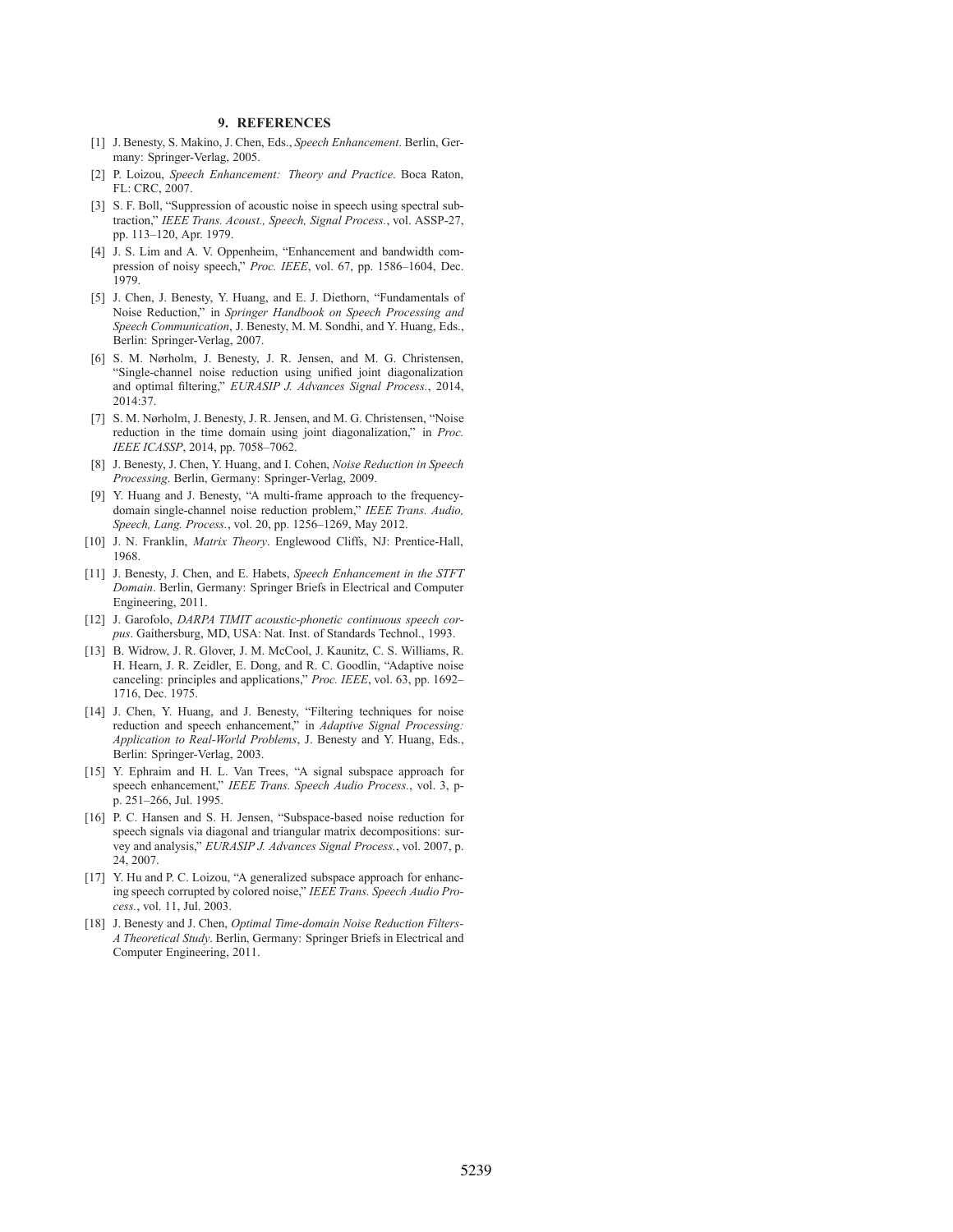## 9. REFERENCES

[1] J. Benesty, S. Makino, J. Chen, Eds., *Speech Enhancement*. Berlin, Germany: Springer-Verlag, 2005.

[2] P. Loizou, *Speech Enhancement: Theory and Practice*. Boca Raton, FL: CRC, 2007.

[3] S. F. Boll, "Suppression of acoustic noise in speech using spectral subtraction," *IEEE Trans. Acoust., Speech, Signal Process.*, vol. ASSP-27, pp. 113–120, Apr. 1979.

[4] J. S. Lim and A. V. Oppenheim, "Enhancement and bandwidth compression of noisy speech," *Proc. IEEE*, vol. 67, pp. 1586–1604, Dec. 1979.

[5] J. Chen, J. Benesty, Y. Huang, and E. J. Diethorn, "Fundamentals of Noise Reduction," in *Springer Handbook on Speech Processing and Speech Communication*, J. Benesty, M. M. Sondhi, and Y. Huang, Eds., Berlin: Springer-Verlag, 2007.

[6] S. M. Nørholm, J. Benesty, J. R. Jensen, and M. G. Christensen, "Single-channel noise reduction using unified joint diagonalization and optimal filtering," *EURASIP J. Advances Signal Process.*, 2014, 2014:37.

[7] S. M. Nørholm, J. Benesty, J. R. Jensen, and M. G. Christensen, "Noise reduction in the time domain using joint diagonalization," in *Proc. IEEE ICASSP*, 2014, pp. 7058–7062.

[8] J. Benesty, J. Chen, Y. Huang, and I. Cohen, *Noise Reduction in Speech Processing*. Berlin, Germany: Springer-Verlag, 2009.

[9] Y. Huang and J. Benesty, "A multi-frame approach to the frequency-domain single-channel noise reduction problem," *IEEE Trans. Audio, Speech, Lang. Process.*, vol. 20, pp. 1256–1269, May 2012.

[10] J. N. Franklin, *Matrix Theory*. Englewood Cliffs, NJ: Prentice-Hall, 1968.

[11] J. Benesty, J. Chen, and E. Habets, *Speech Enhancement in the STFT Domain*. Berlin, Germany: Springer Briefs in Electrical and Computer Engineering, 2011.

[12] J. Garofolo, *DARPA TIMIT acoustic-phonetic continuous speech corpus*. Gaithersburg, MD, USA: Nat. Inst. of Standards Technol., 1993.

[13] B. Widrow, J. R. Glover, J. M. McCool, J. Kaunitz, C. S. Williams, R. H. Hearn, J. R. Zeidler, E. Dong, and R. C. Goodlin, "Adaptive noise canceling: principles and applications," *Proc. IEEE*, vol. 63, pp. 1692–1716, Dec. 1975.

[14] J. Chen, Y. Huang, and J. Benesty, "Filtering techniques for noise reduction and speech enhancement," in *Adaptive Signal Processing: Application to Real-World Problems*, J. Benesty and Y. Huang, Eds., Berlin: Springer-Verlag, 2003.

[15] Y. Ephraim and H. L. Van Trees, "A signal subspace approach for speech enhancement," *IEEE Trans. Speech Audio Process.*, vol. 3, pp. 251–266, Jul. 1995.

[16] P. C. Hansen and S. H. Jensen, "Subspace-based noise reduction for speech signals via diagonal and triangular matrix decompositions: survey and analysis," *EURASIP J. Advances Signal Process.*, vol. 2007, p. 24, 2007.

[17] Y. Hu and P. C. Loizou, "A generalized subspace approach for enhancing speech corrupted by colored noise," *IEEE Trans. Speech Audio Process.*, vol. 11, Jul. 2003.

[18] J. Benesty and J. Chen, *Optimal Time-domain Noise Reduction Filters-A Theoretical Study*. Berlin, Germany: Springer Briefs in Electrical and Computer Engineering, 2011.